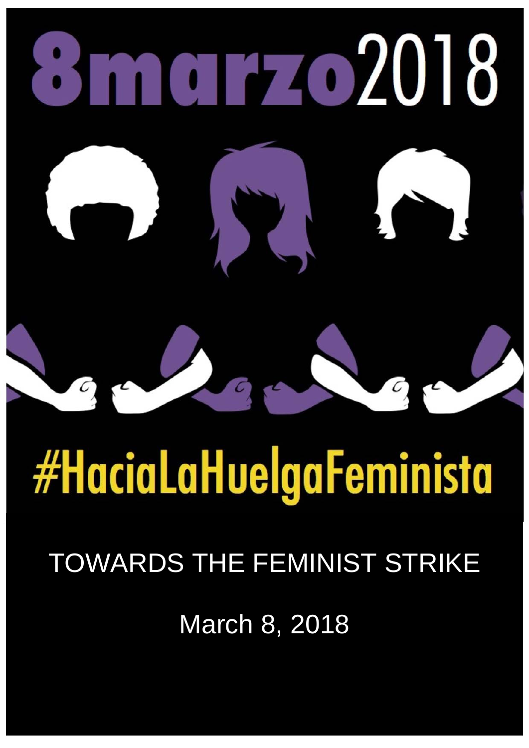# 8marzo2018

# #HaciaLaHuelgaFeminista

TOWARDS THE FEMINIST STRIKE

March 8, 2018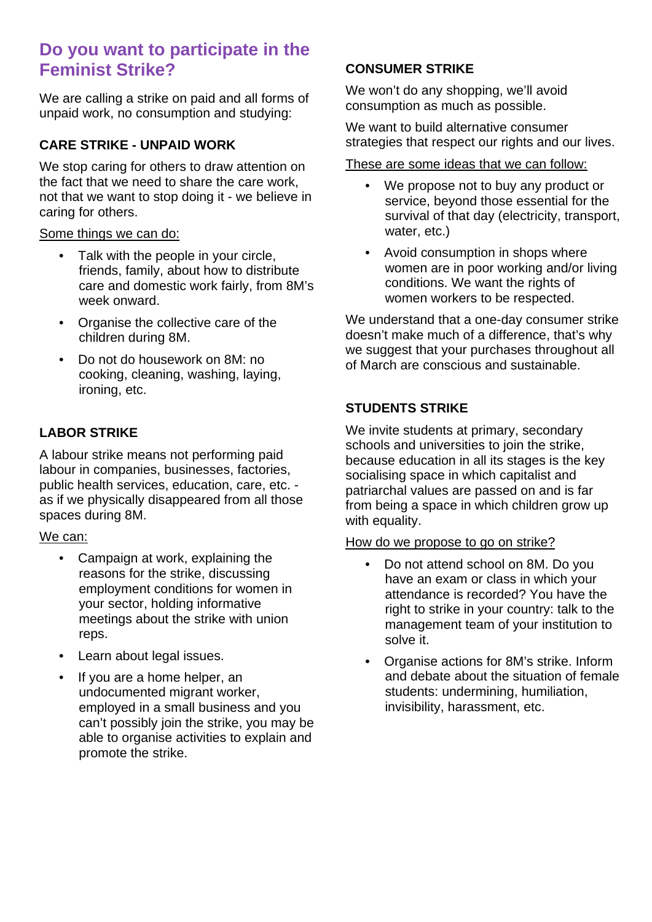## Do you want to participate in the Feminist Strike?

We are calling a strike on paid and all forms of unpaid work, no consumption and studying:

### CARE STRIKE - UNPAID WORK

We stop caring for others to draw attention on the fact that we need to share the care work, not that we want to stop doing it - we believe in caring for others.

Some things we can do:

- Talk with the people in your circle, friends, family, about how to distribute care and domestic work fairly, from 8M's week onward.
- Organise the collective care of the children during 8M.
- Do not do housework on 8M: no cooking, cleaning, washing, laying, ironing, etc.

### LABOR STRIKE

A labour strike means not performing paid labour in companies, businesses, factories, public health services, education, care, etc. - as if we physically disappeared from all those spaces during 8M.

We can:

- Campaign at work, explaining the reasons for the strike, discussing employment conditions for women in your sector, holding informative meetings about the strike with union reps.
- Learn about legal issues.
- If you are a home helper, an undocumented migrant worker, employed in a small business and you can't possibly join the strike, you may be able to organise activities to explain and promote the strike.

### CONSUMER STRIKE

We won't do any shopping, we'll avoid consumption as much as possible.

We want to build alternative consumer strategies that respect our rights and our lives.

These are some ideas that we can follow:

- We propose not to buy any product or service, beyond those essential for the survival of that day (electricity, transport, water, etc.)
- Avoid consumption in shops where women are in poor working and/or living conditions. We want the rights of women workers to be respected.

We understand that a one-day consumer strike doesn't make much of a difference, that's why we suggest that your purchases throughout all of March are conscious and sustainable.

### STUDENTS STRIKE

We invite students at primary, secondary schools and universities to join the strike, because education in all its stages is the key socialising space in which capitalist and patriarchal values are passed on and is far from being a space in which children grow up with equality.

How do we propose to go on strike?

- Do not attend school on 8M. Do you have an exam or class in which your attendance is recorded? You have the right to strike in your country: talk to the management team of your institution to solve it.
- Organise actions for 8M's strike. Inform and debate about the situation of female students: undermining, humiliation, invisibility, harassment, etc.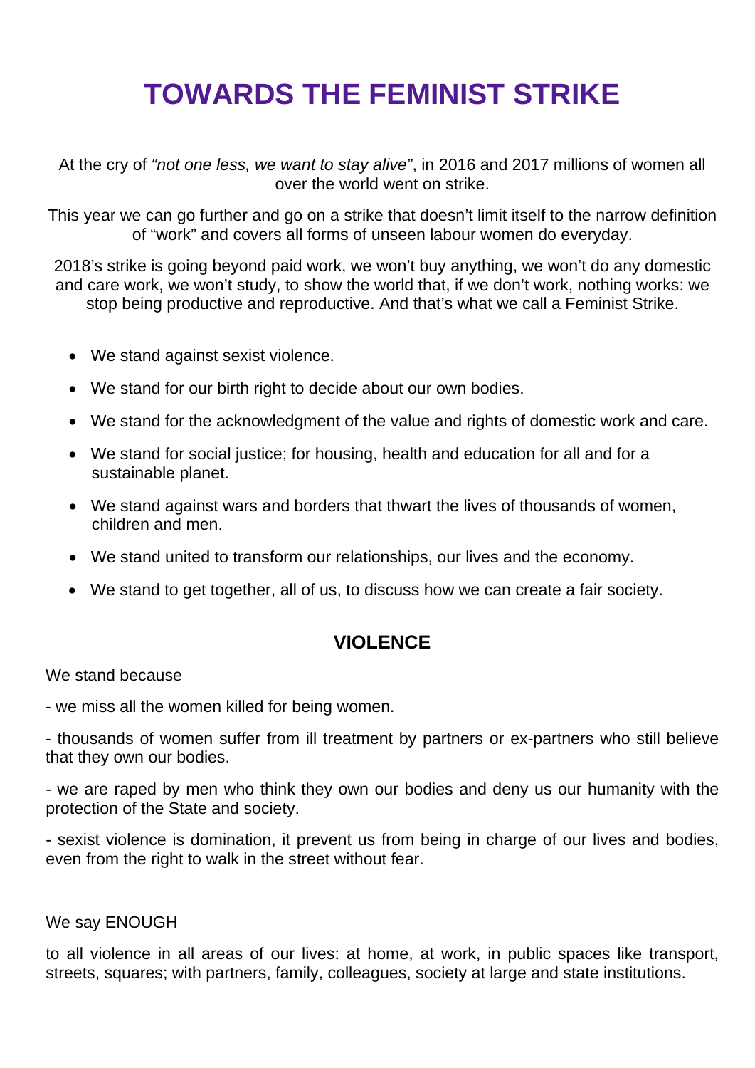# TOWARDS THE FEMINIST STRIKE

At the cry of *"not one less, we want to stay alive"*, in 2016 and 2017 millions of women all over the world went on strike.

This year we can go further and go on a strike that doesn't limit itself to the narrow definition of "work" and covers all forms of unseen labour women do everyday.

2018's strike is going beyond paid work, we won't buy anything, we won't do any domestic and care work, we won't study, to show the world that, if we don't work, nothing works: we stop being productive and reproductive. And that's what we call a Feminist Strike.

- We stand against sexist violence.
- We stand for our birth right to decide about our own bodies.
- We stand for the acknowledgment of the value and rights of domestic work and care.
- We stand for social justice; for housing, health and education for all and for a sustainable planet.
- We stand against wars and borders that thwart the lives of thousands of women, children and men.
- We stand united to transform our relationships, our lives and the economy.
- We stand to get together, all of us, to discuss how we can create a fair society.

## VIOLENCE

We stand because

- we miss all the women killed for being women.

- thousands of women suffer from ill treatment by partners or ex-partners who still believe that they own our bodies.

- we are raped by men who think they own our bodies and deny us our humanity with the protection of the State and society.

- sexist violence is domination, it prevent us from being in charge of our lives and bodies, even from the right to walk in the street without fear.

We say ENOUGH

to all violence in all areas of our lives: at home, at work, in public spaces like transport, streets, squares; with partners, family, colleagues, society at large and state institutions.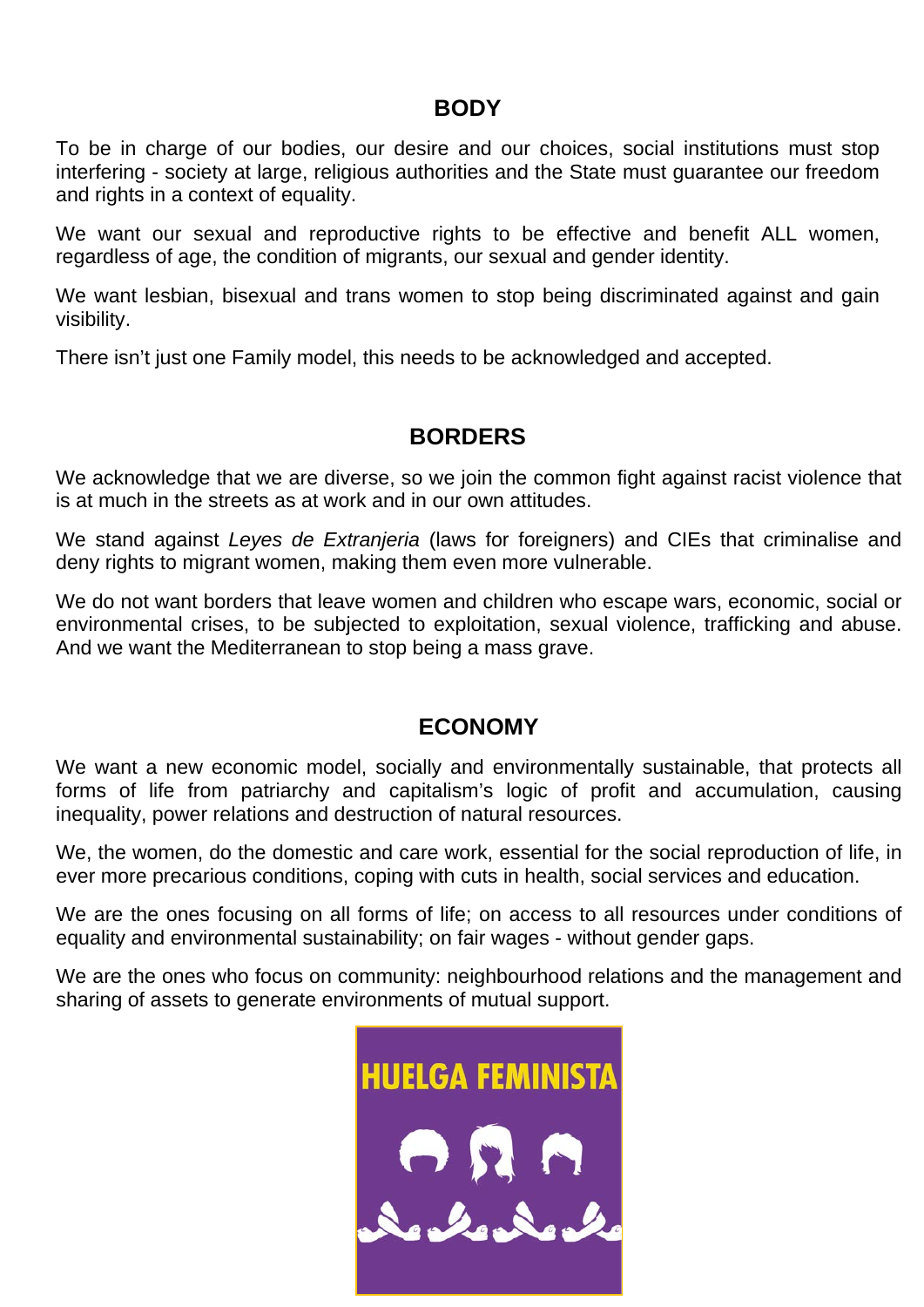## BODY

To be in charge of our bodies, our desire and our choices, social institutions must stop interfering - society at large, religious authorities and the State must guarantee our freedom and rights in a context of equality.

We want our sexual and reproductive rights to be effective and benefit ALL women, regardless of age, the condition of migrants, our sexual and gender identity.

We want lesbian, bisexual and trans women to stop being discriminated against and gain visibility.

There isn't just one Family model, this needs to be acknowledged and accepted.

## BORDERS

We acknowledge that we are diverse, so we join the common fight against racist violence that is at much in the streets as at work and in our own attitudes.

We stand against *Leyes de Extranjeria* (laws for foreigners) and CIEs that criminalise and deny rights to migrant women, making them even more vulnerable.

We do not want borders that leave women and children who escape wars, economic, social or environmental crises, to be subjected to exploitation, sexual violence, trafficking and abuse. And we want the Mediterranean to stop being a mass grave.

## ECONOMY

We want a new economic model, socially and environmentally sustainable, that protects all forms of life from patriarchy and capitalism's logic of profit and accumulation, causing inequality, power relations and destruction of natural resources.

We, the women, do the domestic and care work, essential for the social reproduction of life, in ever more precarious conditions, coping with cuts in health, social services and education.

We are the ones focusing on all forms of life; on access to all resources under conditions of equality and environmental sustainability; on fair wages - without gender gaps.

We are the ones who focus on community: neighbourhood relations and the management and sharing of assets to generate environments of mutual support.

HUELGA FEMINISTA